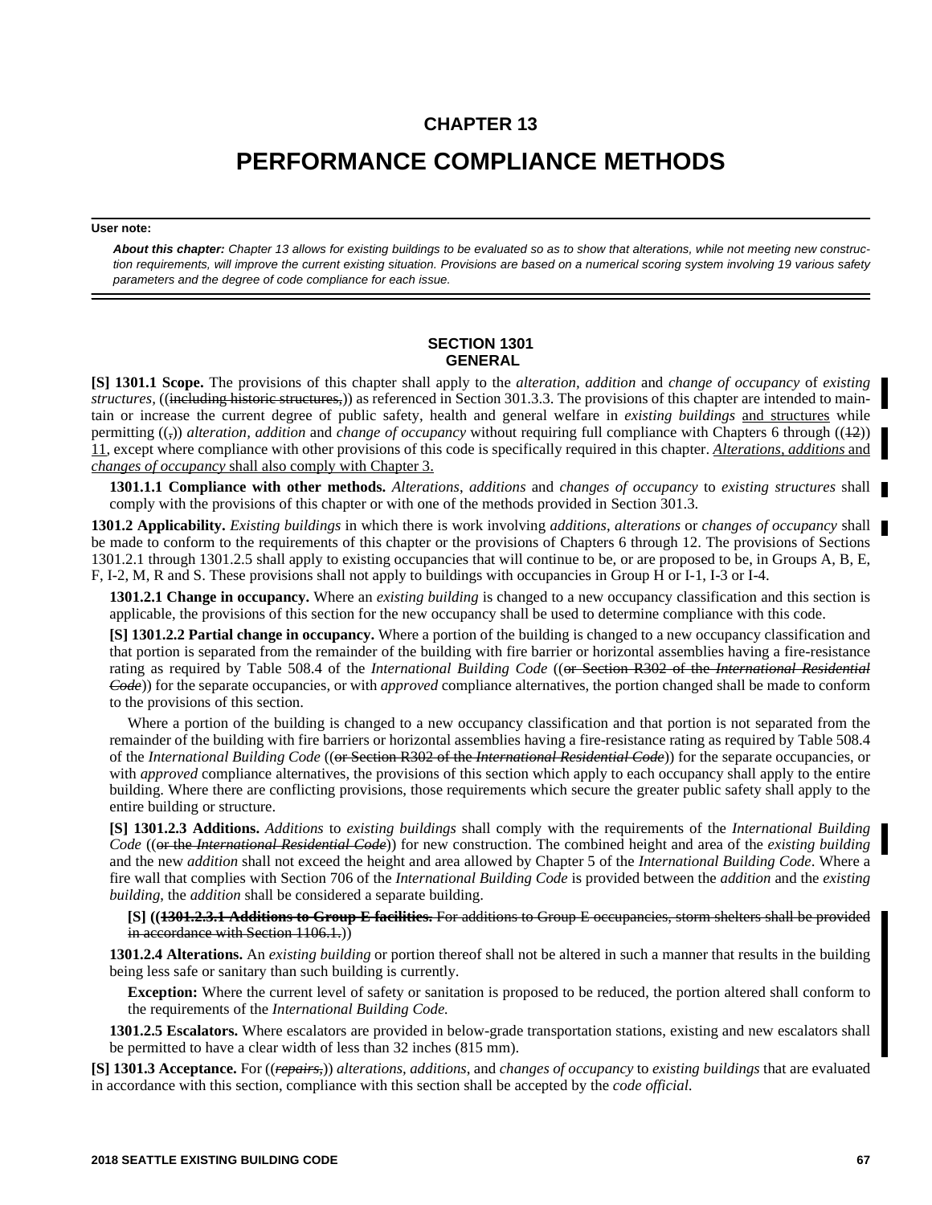# CHAPTER 13

# PERFORMANCE COMPLIANCE METHODS

**User note:**

***About this chapter:*** *Chapter 13 allows for existing buildings to be evaluated so as to show that alterations, while not meeting new construction requirements, will improve the current existing situation. Provisions are based on a numerical scoring system involving 19 various safety parameters and the degree of code compliance for each issue.*

## SECTION 1301
## GENERAL

**[S] 1301.1 Scope.** The provisions of this chapter shall apply to the *alteration, addition* and *change of occupancy* of *existing structures,* ((~~including historic structures,~~)) as referenced in Section 301.3.3. The provisions of this chapter are intended to maintain or increase the current degree of public safety, health and general welfare in *existing buildings* and structures while permitting ((~~,~~)) *alteration, addition* and *change of occupancy* without requiring full compliance with Chapters 6 through ((~~12~~)) 11, except where compliance with other provisions of this code is specifically required in this chapter. *Alterations, additions* and *changes of occupancy* shall also comply with Chapter 3.

**1301.1.1 Compliance with other methods.** *Alterations, additions* and *changes of occupancy* to *existing structures* shall comply with the provisions of this chapter or with one of the methods provided in Section 301.3.

**1301.2 Applicability.** *Existing buildings* in which there is work involving *additions, alterations* or *changes of occupancy* shall be made to conform to the requirements of this chapter or the provisions of Chapters 6 through 12. The provisions of Sections 1301.2.1 through 1301.2.5 shall apply to existing occupancies that will continue to be, or are proposed to be, in Groups A, B, E, F, I-2, M, R and S. These provisions shall not apply to buildings with occupancies in Group H or I-1, I-3 or I-4.

**1301.2.1 Change in occupancy.** Where an *existing building* is changed to a new occupancy classification and this section is applicable, the provisions of this section for the new occupancy shall be used to determine compliance with this code.

**[S] 1301.2.2 Partial change in occupancy.** Where a portion of the building is changed to a new occupancy classification and that portion is separated from the remainder of the building with fire barrier or horizontal assemblies having a fire-resistance rating as required by Table 508.4 of the *International Building Code* ((~~or Section R302 of the *International Residential Code*~~)) for the separate occupancies, or with *approved* compliance alternatives, the portion changed shall be made to conform to the provisions of this section.

Where a portion of the building is changed to a new occupancy classification and that portion is not separated from the remainder of the building with fire barriers or horizontal assemblies having a fire-resistance rating as required by Table 508.4 of the *International Building Code* ((~~or Section R302 of the *International Residential Code*~~)) for the separate occupancies, or with *approved* compliance alternatives, the provisions of this section which apply to each occupancy shall apply to the entire building. Where there are conflicting provisions, those requirements which secure the greater public safety shall apply to the entire building or structure.

**[S] 1301.2.3 Additions.** *Additions* to *existing buildings* shall comply with the requirements of the *International Building Code* ((~~or the *International Residential Code*~~)) for new construction. The combined height and area of the *existing building* and the new *addition* shall not exceed the height and area allowed by Chapter 5 of the *International Building Code*. Where a fire wall that complies with Section 706 of the *International Building Code* is provided between the *addition* and the *existing building*, the *addition* shall be considered a separate building.

**[S] ((~~1301.2.3.1 Additions to Group E facilities.~~** ~~For additions to Group E occupancies, storm shelters shall be provided in accordance with Section 1106.1.~~))

**1301.2.4 Alterations.** An *existing building* or portion thereof shall not be altered in such a manner that results in the building being less safe or sanitary than such building is currently.

**Exception:** Where the current level of safety or sanitation is proposed to be reduced, the portion altered shall conform to the requirements of the *International Building Code.*

**1301.2.5 Escalators.** Where escalators are provided in below-grade transportation stations, existing and new escalators shall be permitted to have a clear width of less than 32 inches (815 mm).

**[S] 1301.3 Acceptance.** For ((~~*repairs,*~~)) *alterations, additions*, and *changes of occupancy* to *existing buildings* that are evaluated in accordance with this section, compliance with this section shall be accepted by the *code official.*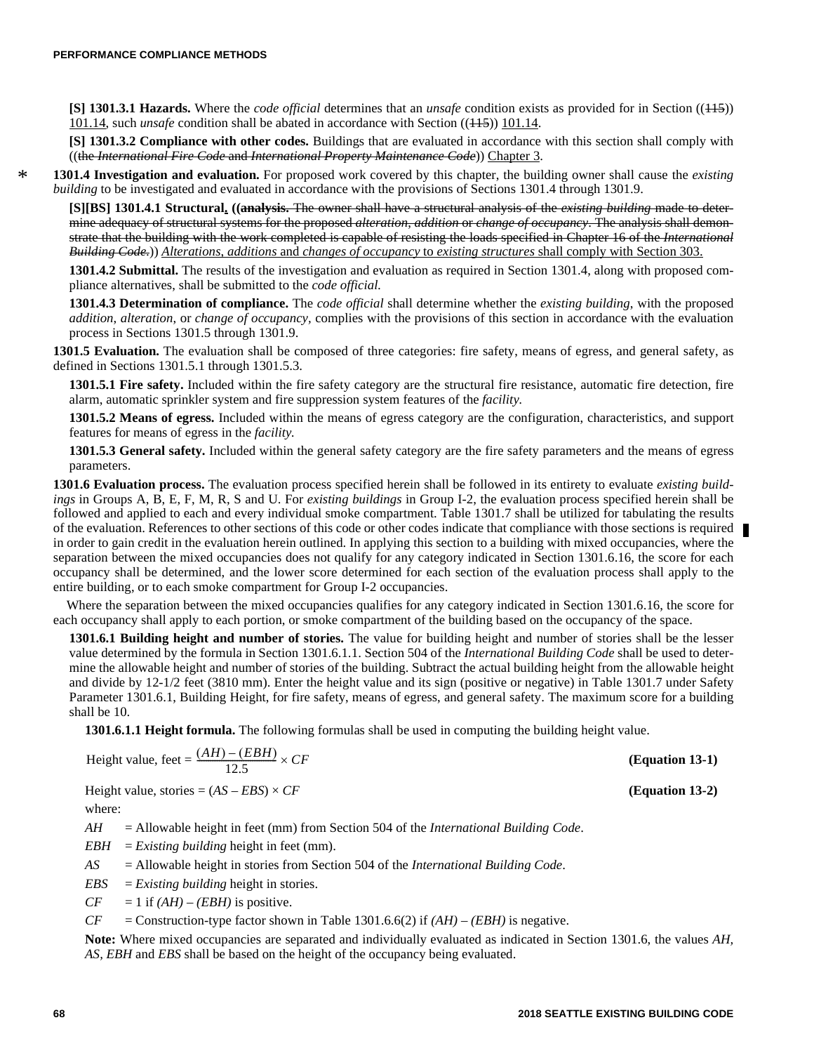**[S] 1301.3.1 Hazards.** Where the *code official* determines that an *unsafe* condition exists as provided for in Section ((~~115~~)) <u>101.14</u>, such *unsafe* condition shall be abated in accordance with Section ((~~115~~)) <u>101.14</u>.

**[S] 1301.3.2 Compliance with other codes.** Buildings that are evaluated in accordance with this section shall comply with ((~~the *International Fire Code* and *International Property Maintenance Code*~~)) <u>Chapter 3</u>.

\* **1301.4 Investigation and evaluation.** For proposed work covered by this chapter, the building owner shall cause the *existing building* to be investigated and evaluated in accordance with the provisions of Sections 1301.4 through 1301.9.

**[S][BS] 1301.4.1 Structural<u>.</u> ((~~analysis.~~** ~~The owner shall have a structural analysis of the *existing building* made to determine adequacy of structural systems for the proposed *alteration*, *addition* or *change of occupancy*. The analysis shall demonstrate that the building with the work completed is capable of resisting the loads specified in Chapter 16 of the *International Building Code*.~~)) <u>*Alterations, additions* and *changes of occupancy* to *existing structures* shall comply with Section 303.</u>

**1301.4.2 Submittal.** The results of the investigation and evaluation as required in Section 1301.4, along with proposed compliance alternatives, shall be submitted to the *code official.*

**1301.4.3 Determination of compliance.** The *code official* shall determine whether the *existing building*, with the proposed *addition, alteration,* or *change of occupancy,* complies with the provisions of this section in accordance with the evaluation process in Sections 1301.5 through 1301.9.

**1301.5 Evaluation.** The evaluation shall be composed of three categories: fire safety, means of egress, and general safety, as defined in Sections 1301.5.1 through 1301.5.3.

**1301.5.1 Fire safety.** Included within the fire safety category are the structural fire resistance, automatic fire detection, fire alarm, automatic sprinkler system and fire suppression system features of the *facility.*

**1301.5.2 Means of egress.** Included within the means of egress category are the configuration, characteristics, and support features for means of egress in the *facility.*

**1301.5.3 General safety.** Included within the general safety category are the fire safety parameters and the means of egress parameters.

**1301.6 Evaluation process.** The evaluation process specified herein shall be followed in its entirety to evaluate *existing buildings* in Groups A, B, E, F, M, R, S and U. For *existing buildings* in Group I-2, the evaluation process specified herein shall be followed and applied to each and every individual smoke compartment. Table 1301.7 shall be utilized for tabulating the results of the evaluation. References to other sections of this code or other codes indicate that compliance with those sections is required in order to gain credit in the evaluation herein outlined. In applying this section to a building with mixed occupancies, where the separation between the mixed occupancies does not qualify for any category indicated in Section 1301.6.16, the score for each occupancy shall be determined, and the lower score determined for each section of the evaluation process shall apply to the entire building, or to each smoke compartment for Group I-2 occupancies.

Where the separation between the mixed occupancies qualifies for any category indicated in Section 1301.6.16, the score for each occupancy shall apply to each portion, or smoke compartment of the building based on the occupancy of the space.

**1301.6.1 Building height and number of stories.** The value for building height and number of stories shall be the lesser value determined by the formula in Section 1301.6.1.1. Section 504 of the *International Building Code* shall be used to determine the allowable height and number of stories of the building. Subtract the actual building height from the allowable height and divide by 12-1/2 feet (3810 mm). Enter the height value and its sign (positive or negative) in Table 1301.7 under Safety Parameter 1301.6.1, Building Height, for fire safety, means of egress, and general safety. The maximum score for a building shall be 10.

**1301.6.1.1 Height formula.** The following formulas shall be used in computing the building height value.

$$\text{Height value, feet} = \frac{(AH) - (EBH)}{12.5} \times CF \qquad \textbf{(Equation 13-1)}$$

$$\text{Height value, stories} = (AS - EBS) \times CF \qquad \textbf{(Equation 13-2)}$$

where:

$AH$ = Allowable height in feet (mm) from Section 504 of the *International Building Code*.

$EBH$ = *Existing building* height in feet (mm).

$AS$ = Allowable height in stories from Section 504 of the *International Building Code*.

$EBS$ = *Existing building* height in stories.

$CF$ = 1 if $(AH) - (EBH)$ is positive.

$CF$ = Construction-type factor shown in Table 1301.6.6(2) if $(AH) - (EBH)$ is negative.

**Note:** Where mixed occupancies are separated and individually evaluated as indicated in Section 1301.6, the values *AH, AS, EBH* and *EBS* shall be based on the height of the occupancy being evaluated.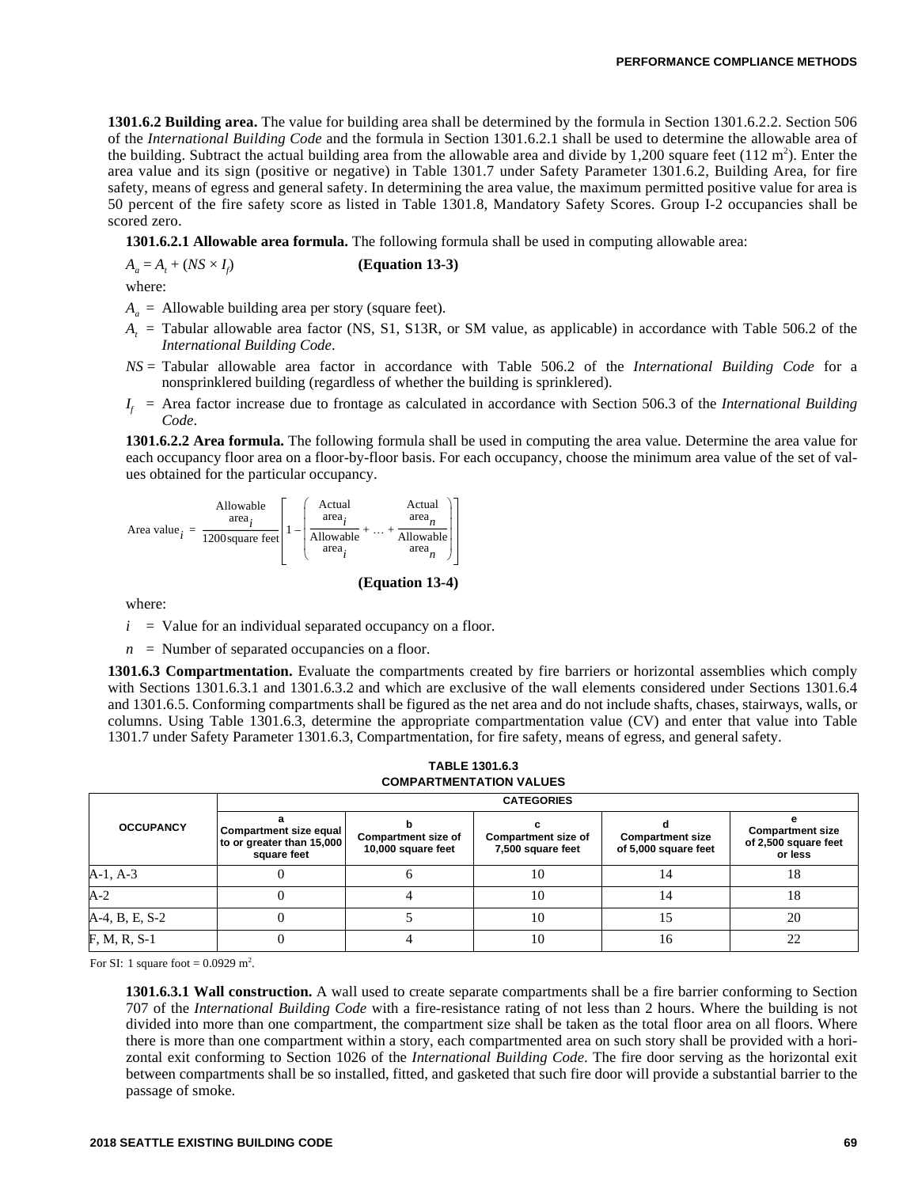**1301.6.2 Building area.** The value for building area shall be determined by the formula in Section 1301.6.2.2. Section 506 of the *International Building Code* and the formula in Section 1301.6.2.1 shall be used to determine the allowable area of the building. Subtract the actual building area from the allowable area and divide by 1,200 square feet (112 $m^2$). Enter the area value and its sign (positive or negative) in Table 1301.7 under Safety Parameter 1301.6.2, Building Area, for fire safety, means of egress and general safety. In determining the area value, the maximum permitted positive value for area is 50 percent of the fire safety score as listed in Table 1301.8, Mandatory Safety Scores. Group I-2 occupancies shall be scored zero.

**1301.6.2.1 Allowable area formula.** The following formula shall be used in computing allowable area:

$$A_a = A_t + (NS \times I_f) \qquad \textbf{(Equation 13-3)}$$

where:

$A_a$ = Allowable building area per story (square feet).

$A_t$ = Tabular allowable area factor (NS, S1, S13R, or SM value, as applicable) in accordance with Table 506.2 of the *International Building Code*.

$NS$ = Tabular allowable area factor in accordance with Table 506.2 of the *International Building Code* for a nonsprinklered building (regardless of whether the building is sprinklered).

$I_f$ = Area factor increase due to frontage as calculated in accordance with Section 506.3 of the *International Building Code*.

**1301.6.2.2 Area formula.** The following formula shall be used in computing the area value. Determine the area value for each occupancy floor area on a floor-by-floor basis. For each occupancy, choose the minimum area value of the set of values obtained for the particular occupancy.

$$\text{Area value}_i = \frac{\text{Allowable area}_i}{1200\,\text{square feet}}\left[1 - \left(\frac{\text{Actual area}_i}{\text{Allowable area}_i} + \ldots + \frac{\text{Actual area}_n}{\text{Allowable area}_n}\right)\right]$$

**(Equation 13-4)**

where:

$i$ = Value for an individual separated occupancy on a floor.

$n$ = Number of separated occupancies on a floor.

**1301.6.3 Compartmentation.** Evaluate the compartments created by fire barriers or horizontal assemblies which comply with Sections 1301.6.3.1 and 1301.6.3.2 and which are exclusive of the wall elements considered under Sections 1301.6.4 and 1301.6.5. Conforming compartments shall be figured as the net area and do not include shafts, chases, stairways, walls, or columns. Using Table 1301.6.3, determine the appropriate compartmentation value (CV) and enter that value into Table 1301.7 under Safety Parameter 1301.6.3, Compartmentation, for fire safety, means of egress, and general safety.

**TABLE 1301.6.3**
**COMPARTMENTATION VALUES**

| OCCUPANCY | CATEGORIES | | | | |
|---|---|---|---|---|---|
| | a<br>Compartment size equal to or greater than 15,000 square feet | b<br>Compartment size of 10,000 square feet | c<br>Compartment size of 7,500 square feet | d<br>Compartment size of 5,000 square feet | e<br>Compartment size of 2,500 square feet or less |
| A-1, A-3 | 0 | 6 | 10 | 14 | 18 |
| A-2 | 0 | 4 | 10 | 14 | 18 |
| A-4, B, E, S-2 | 0 | 5 | 10 | 15 | 20 |
| F, M, R, S-1 | 0 | 4 | 10 | 16 | 22 |

For SI: 1 square foot = 0.0929 $m^2$.

**1301.6.3.1 Wall construction.** A wall used to create separate compartments shall be a fire barrier conforming to Section 707 of the *International Building Code* with a fire-resistance rating of not less than 2 hours. Where the building is not divided into more than one compartment, the compartment size shall be taken as the total floor area on all floors. Where there is more than one compartment within a story, each compartmented area on such story shall be provided with a horizontal exit conforming to Section 1026 of the *International Building Code*. The fire door serving as the horizontal exit between compartments shall be so installed, fitted, and gasketed that such fire door will provide a substantial barrier to the passage of smoke.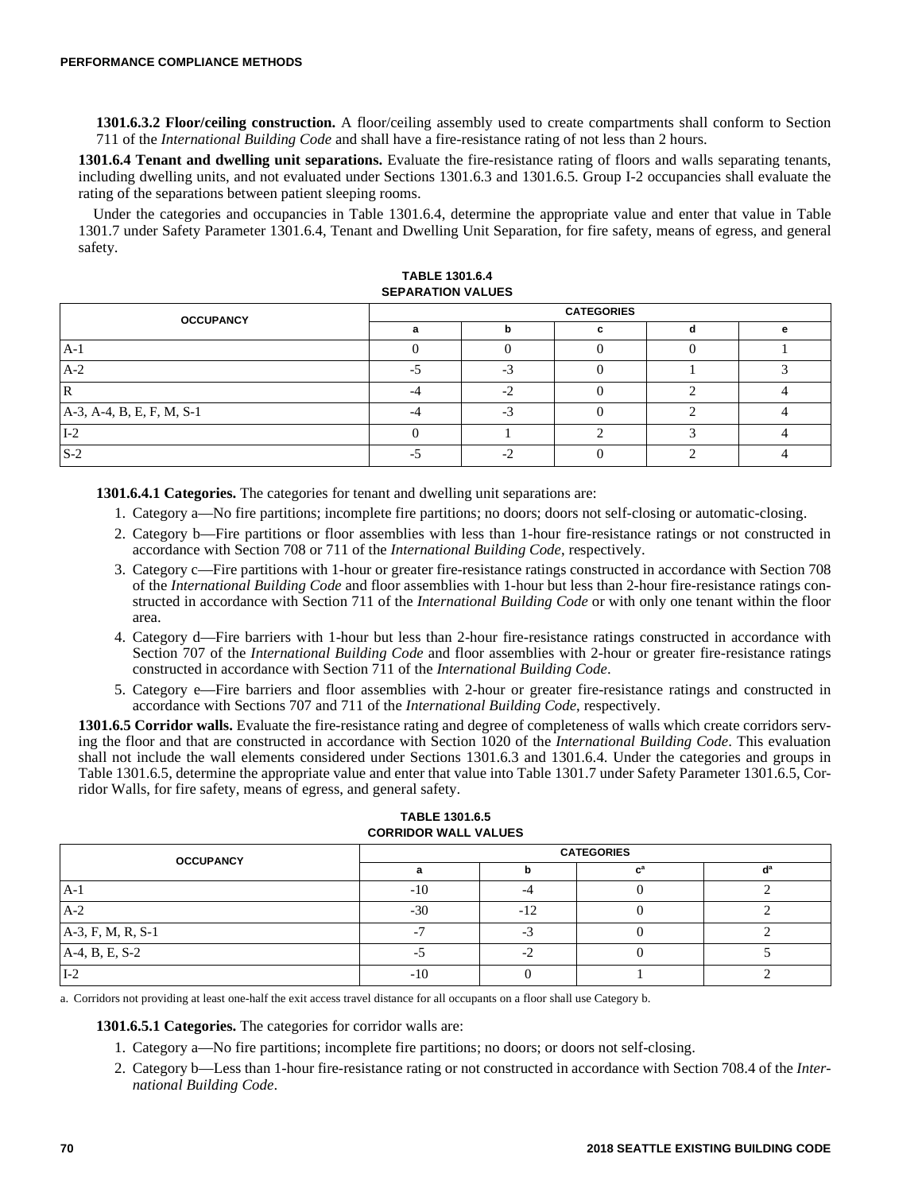**1301.6.3.2 Floor/ceiling construction.** A floor/ceiling assembly used to create compartments shall conform to Section 711 of the *International Building Code* and shall have a fire-resistance rating of not less than 2 hours.

**1301.6.4 Tenant and dwelling unit separations.** Evaluate the fire-resistance rating of floors and walls separating tenants, including dwelling units, and not evaluated under Sections 1301.6.3 and 1301.6.5. Group I-2 occupancies shall evaluate the rating of the separations between patient sleeping rooms.

Under the categories and occupancies in Table 1301.6.4, determine the appropriate value and enter that value in Table 1301.7 under Safety Parameter 1301.6.4, Tenant and Dwelling Unit Separation, for fire safety, means of egress, and general safety.

**TABLE 1301.6.4**
**SEPARATION VALUES**

| OCCUPANCY | CATEGORIES | | | | |
|---|---|---|---|---|---|
| | a | b | c | d | e |
| A-1 | 0 | 0 | 0 | 0 | 1 |
| A-2 | -5 | -3 | 0 | 1 | 3 |
| R | -4 | -2 | 0 | 2 | 4 |
| A-3, A-4, B, E, F, M, S-1 | -4 | -3 | 0 | 2 | 4 |
| I-2 | 0 | 1 | 2 | 3 | 4 |
| S-2 | -5 | -2 | 0 | 2 | 4 |

**1301.6.4.1 Categories.** The categories for tenant and dwelling unit separations are:

1. Category a—No fire partitions; incomplete fire partitions; no doors; doors not self-closing or automatic-closing.
2. Category b—Fire partitions or floor assemblies with less than 1-hour fire-resistance ratings or not constructed in accordance with Section 708 or 711 of the *International Building Code*, respectively.
3. Category c—Fire partitions with 1-hour or greater fire-resistance ratings constructed in accordance with Section 708 of the *International Building Code* and floor assemblies with 1-hour but less than 2-hour fire-resistance ratings constructed in accordance with Section 711 of the *International Building Code* or with only one tenant within the floor area.
4. Category d—Fire barriers with 1-hour but less than 2-hour fire-resistance ratings constructed in accordance with Section 707 of the *International Building Code* and floor assemblies with 2-hour or greater fire-resistance ratings constructed in accordance with Section 711 of the *International Building Code*.
5. Category e—Fire barriers and floor assemblies with 2-hour or greater fire-resistance ratings and constructed in accordance with Sections 707 and 711 of the *International Building Code*, respectively.

**1301.6.5 Corridor walls.** Evaluate the fire-resistance rating and degree of completeness of walls which create corridors serving the floor and that are constructed in accordance with Section 1020 of the *International Building Code*. This evaluation shall not include the wall elements considered under Sections 1301.6.3 and 1301.6.4. Under the categories and groups in Table 1301.6.5, determine the appropriate value and enter that value into Table 1301.7 under Safety Parameter 1301.6.5, Corridor Walls, for fire safety, means of egress, and general safety.

**TABLE 1301.6.5**
**CORRIDOR WALL VALUES**

| OCCUPANCY | CATEGORIES | | | |
|---|---|---|---|---|
| | a | b | c[a] | d[a] |
| A-1 | -10 | -4 | 0 | 2 |
| A-2 | -30 | -12 | 0 | 2 |
| A-3, F, M, R, S-1 | -7 | -3 | 0 | 2 |
| A-4, B, E, S-2 | -5 | -2 | 0 | 5 |
| I-2 | -10 | 0 | 1 | 2 |

a. Corridors not providing at least one-half the exit access travel distance for all occupants on a floor shall use Category b.

**1301.6.5.1 Categories.** The categories for corridor walls are:

1. Category a—No fire partitions; incomplete fire partitions; no doors; or doors not self-closing.
2. Category b—Less than 1-hour fire-resistance rating or not constructed in accordance with Section 708.4 of the *International Building Code*.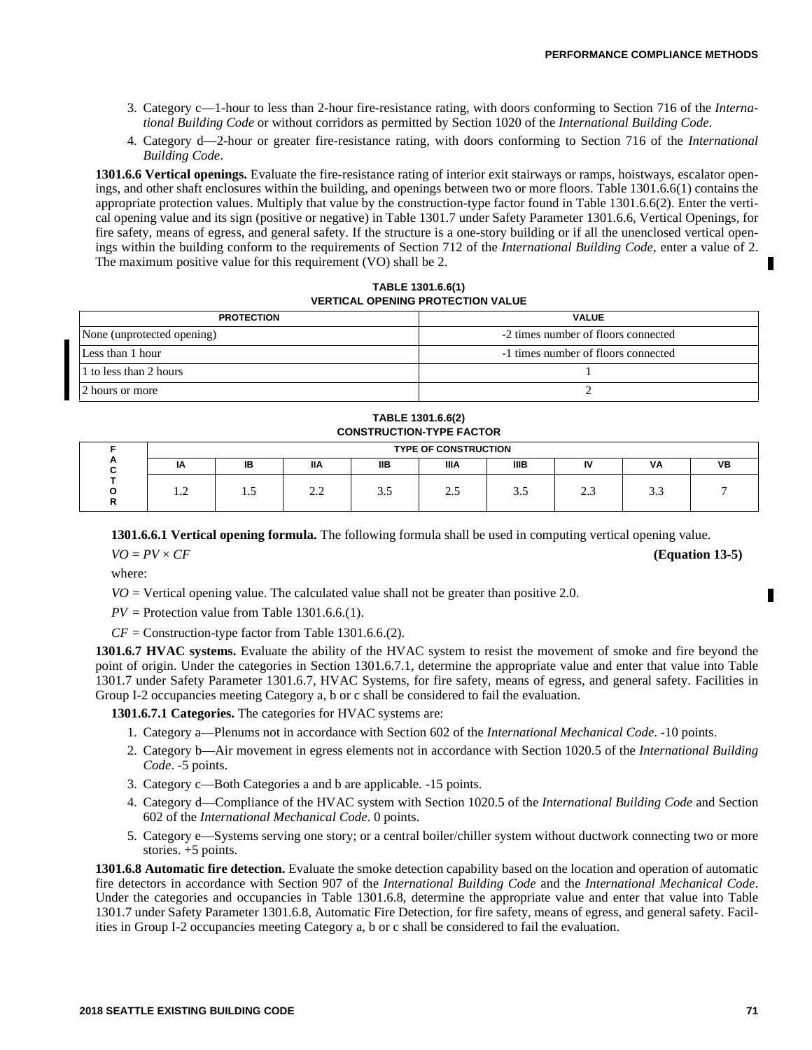3. Category c—1-hour to less than 2-hour fire-resistance rating, with doors conforming to Section 716 of the *International Building Code* or without corridors as permitted by Section 1020 of the *International Building Code*.
4. Category d—2-hour or greater fire-resistance rating, with doors conforming to Section 716 of the *International Building Code*.

**1301.6.6 Vertical openings.** Evaluate the fire-resistance rating of interior exit stairways or ramps, hoistways, escalator openings, and other shaft enclosures within the building, and openings between two or more floors. Table 1301.6.6(1) contains the appropriate protection values. Multiply that value by the construction-type factor found in Table 1301.6.6(2). Enter the vertical opening value and its sign (positive or negative) in Table 1301.7 under Safety Parameter 1301.6.6, Vertical Openings, for fire safety, means of egress, and general safety. If the structure is a one-story building or if all the unenclosed vertical openings within the building conform to the requirements of Section 712 of the *International Building Code*, enter a value of 2. The maximum positive value for this requirement (VO) shall be 2.

**TABLE 1301.6.6(1)
VERTICAL OPENING PROTECTION VALUE**

| PROTECTION | VALUE |
|---|---|
| None (unprotected opening) | -2 times number of floors connected |
| Less than 1 hour | -1 times number of floors connected |
| 1 to less than 2 hours | 1 |
| 2 hours or more | 2 |

**TABLE 1301.6.6(2)
CONSTRUCTION-TYPE FACTOR**

| FACTOR | TYPE OF CONSTRUCTION | | | | | | | | |
|---|---|---|---|---|---|---|---|---|---|
| | IA | IB | IIA | IIB | IIIA | IIIB | IV | VA | VB |
| | 1.2 | 1.5 | 2.2 | 3.5 | 2.5 | 3.5 | 2.3 | 3.3 | 7 |

**1301.6.6.1 Vertical opening formula.** The following formula shall be used in computing vertical opening value.

$$VO = PV \times CF \quad \textbf{(Equation 13-5)}$$

where:

$VO$ = Vertical opening value. The calculated value shall not be greater than positive 2.0.

$PV$ = Protection value from Table 1301.6.6.(1).

$CF$ = Construction-type factor from Table 1301.6.6.(2).

**1301.6.7 HVAC systems.** Evaluate the ability of the HVAC system to resist the movement of smoke and fire beyond the point of origin. Under the categories in Section 1301.6.7.1, determine the appropriate value and enter that value into Table 1301.7 under Safety Parameter 1301.6.7, HVAC Systems, for fire safety, means of egress, and general safety. Facilities in Group I-2 occupancies meeting Category a, b or c shall be considered to fail the evaluation.

**1301.6.7.1 Categories.** The categories for HVAC systems are:

1. Category a—Plenums not in accordance with Section 602 of the *International Mechanical Code*. -10 points.
2. Category b—Air movement in egress elements not in accordance with Section 1020.5 of the *International Building Code*. -5 points.
3. Category c—Both Categories a and b are applicable. -15 points.
4. Category d—Compliance of the HVAC system with Section 1020.5 of the *International Building Code* and Section 602 of the *International Mechanical Code*. 0 points.
5. Category e—Systems serving one story; or a central boiler/chiller system without ductwork connecting two or more stories. +5 points.

**1301.6.8 Automatic fire detection.** Evaluate the smoke detection capability based on the location and operation of automatic fire detectors in accordance with Section 907 of the *International Building Code* and the *International Mechanical Code*. Under the categories and occupancies in Table 1301.6.8, determine the appropriate value and enter that value into Table 1301.7 under Safety Parameter 1301.6.8, Automatic Fire Detection, for fire safety, means of egress, and general safety. Facilities in Group I-2 occupancies meeting Category a, b or c shall be considered to fail the evaluation.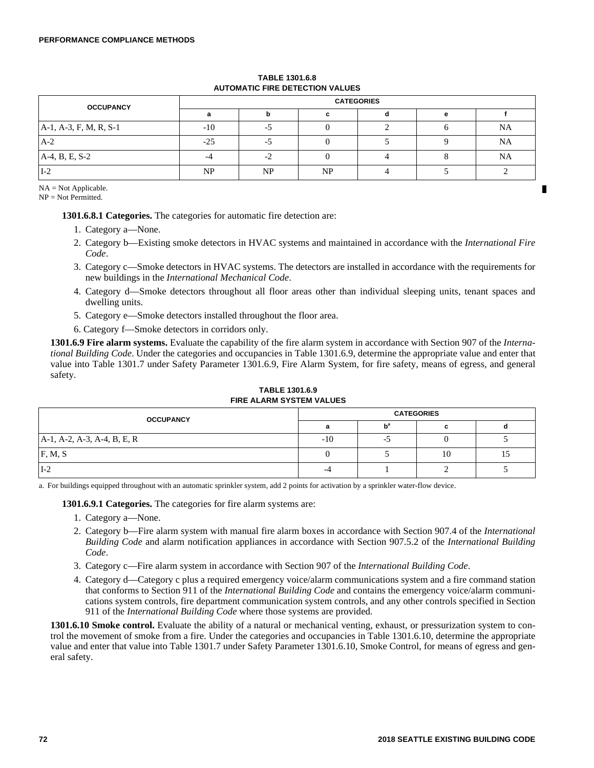**TABLE 1301.6.8**
**AUTOMATIC FIRE DETECTION VALUES**

| OCCUPANCY | CATEGORIES | | | | | |
|---|---|---|---|---|---|---|
| | a | b | c | d | e | f |
| A-1, A-3, F, M, R, S-1 | -10 | -5 | 0 | 2 | 6 | NA |
| A-2 | -25 | -5 | 0 | 5 | 9 | NA |
| A-4, B, E, S-2 | -4 | -2 | 0 | 4 | 8 | NA |
| I-2 | NP | NP | NP | 4 | 5 | 2 |

NA = Not Applicable.
NP = Not Permitted.

**1301.6.8.1 Categories.** The categories for automatic fire detection are:

1. Category a—None.
2. Category b—Existing smoke detectors in HVAC systems and maintained in accordance with the *International Fire Code*.
3. Category c—Smoke detectors in HVAC systems. The detectors are installed in accordance with the requirements for new buildings in the *International Mechanical Code*.
4. Category d—Smoke detectors throughout all floor areas other than individual sleeping units, tenant spaces and dwelling units.
5. Category e—Smoke detectors installed throughout the floor area.
6. Category f—Smoke detectors in corridors only.

**1301.6.9 Fire alarm systems.** Evaluate the capability of the fire alarm system in accordance with Section 907 of the *International Building Code*. Under the categories and occupancies in Table 1301.6.9, determine the appropriate value and enter that value into Table 1301.7 under Safety Parameter 1301.6.9, Fire Alarm System, for fire safety, means of egress, and general safety.

**TABLE 1301.6.9**
**FIRE ALARM SYSTEM VALUES**

| OCCUPANCY | CATEGORIES | | | |
|---|---|---|---|---|
| | a | b[a] | c | d |
| A-1, A-2, A-3, A-4, B, E, R | -10 | -5 | 0 | 5 |
| F, M, S | 0 | 5 | 10 | 15 |
| I-2 | -4 | 1 | 2 | 5 |

a. For buildings equipped throughout with an automatic sprinkler system, add 2 points for activation by a sprinkler water-flow device.

**1301.6.9.1 Categories.** The categories for fire alarm systems are:

1. Category a—None.
2. Category b—Fire alarm system with manual fire alarm boxes in accordance with Section 907.4 of the *International Building Code* and alarm notification appliances in accordance with Section 907.5.2 of the *International Building Code*.
3. Category c—Fire alarm system in accordance with Section 907 of the *International Building Code*.
4. Category d—Category c plus a required emergency voice/alarm communications system and a fire command station that conforms to Section 911 of the *International Building Code* and contains the emergency voice/alarm communications system controls, fire department communication system controls, and any other controls specified in Section 911 of the *International Building Code* where those systems are provided.

**1301.6.10 Smoke control.** Evaluate the ability of a natural or mechanical venting, exhaust, or pressurization system to control the movement of smoke from a fire. Under the categories and occupancies in Table 1301.6.10, determine the appropriate value and enter that value into Table 1301.7 under Safety Parameter 1301.6.10, Smoke Control, for means of egress and general safety.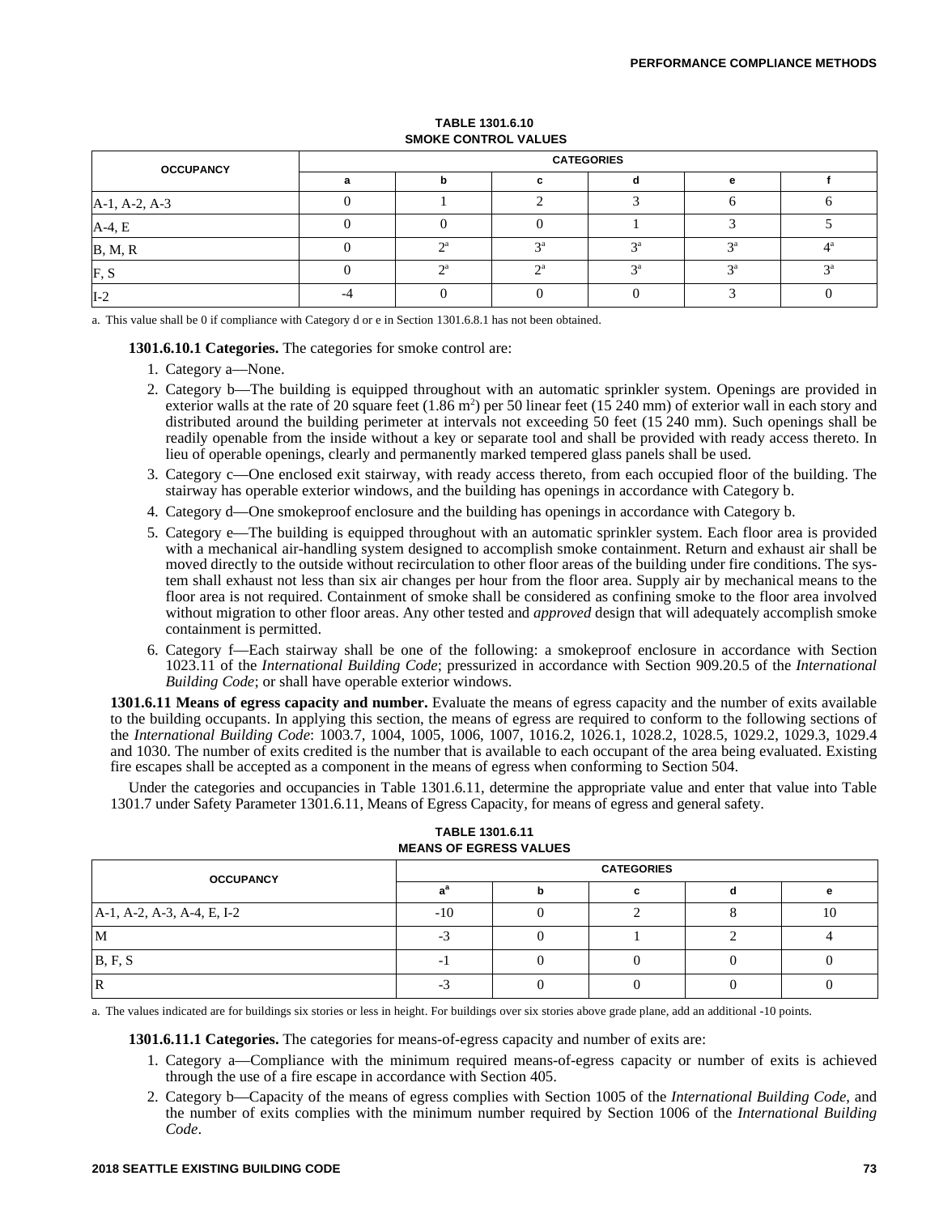**TABLE 1301.6.10**
**SMOKE CONTROL VALUES**

| OCCUPANCY | CATEGORIES | | | | | |
|---|---|---|---|---|---|---|
| | a | b | c | d | e | f |
| A-1, A-2, A-3 | 0 | 1 | 2 | 3 | 6 | 6 |
| A-4, E | 0 | 0 | 0 | 1 | 3 | 5 |
| B, M, R | 0 | 2[a] | 3[a] | 3[a] | 3[a] | 4[a] |
| F, S | 0 | 2[a] | 2[a] | 3[a] | 3[a] | 3[a] |
| I-2 | -4 | 0 | 0 | 0 | 3 | 0 |

a. This value shall be 0 if compliance with Category d or e in Section 1301.6.8.1 has not been obtained.

**1301.6.10.1 Categories.** The categories for smoke control are:

1. Category a—None.
2. Category b—The building is equipped throughout with an automatic sprinkler system. Openings are provided in exterior walls at the rate of 20 square feet (1.86 $m^2$) per 50 linear feet (15 240 mm) of exterior wall in each story and distributed around the building perimeter at intervals not exceeding 50 feet (15 240 mm). Such openings shall be readily openable from the inside without a key or separate tool and shall be provided with ready access thereto. In lieu of operable openings, clearly and permanently marked tempered glass panels shall be used.
3. Category c—One enclosed exit stairway, with ready access thereto, from each occupied floor of the building. The stairway has operable exterior windows, and the building has openings in accordance with Category b.
4. Category d—One smokeproof enclosure and the building has openings in accordance with Category b.
5. Category e—The building is equipped throughout with an automatic sprinkler system. Each floor area is provided with a mechanical air-handling system designed to accomplish smoke containment. Return and exhaust air shall be moved directly to the outside without recirculation to other floor areas of the building under fire conditions. The system shall exhaust not less than six air changes per hour from the floor area. Supply air by mechanical means to the floor area is not required. Containment of smoke shall be considered as confining smoke to the floor area involved without migration to other floor areas. Any other tested and *approved* design that will adequately accomplish smoke containment is permitted.
6. Category f—Each stairway shall be one of the following: a smokeproof enclosure in accordance with Section 1023.11 of the *International Building Code*; pressurized in accordance with Section 909.20.5 of the *International Building Code*; or shall have operable exterior windows.

**1301.6.11 Means of egress capacity and number.** Evaluate the means of egress capacity and the number of exits available to the building occupants. In applying this section, the means of egress are required to conform to the following sections of the *International Building Code*: 1003.7, 1004, 1005, 1006, 1007, 1016.2, 1026.1, 1028.2, 1028.5, 1029.2, 1029.3, 1029.4 and 1030. The number of exits credited is the number that is available to each occupant of the area being evaluated. Existing fire escapes shall be accepted as a component in the means of egress when conforming to Section 504.

Under the categories and occupancies in Table 1301.6.11, determine the appropriate value and enter that value into Table 1301.7 under Safety Parameter 1301.6.11, Means of Egress Capacity, for means of egress and general safety.

**TABLE 1301.6.11**
**MEANS OF EGRESS VALUES**

| OCCUPANCY | CATEGORIES | | | | |
|---|---|---|---|---|---|
| | a[a] | b | c | d | e |
| A-1, A-2, A-3, A-4, E, I-2 | -10 | 0 | 2 | 8 | 10 |
| M | -3 | 0 | 1 | 2 | 4 |
| B, F, S | -1 | 0 | 0 | 0 | 0 |
| R | -3 | 0 | 0 | 0 | 0 |

a. The values indicated are for buildings six stories or less in height. For buildings over six stories above grade plane, add an additional -10 points.

**1301.6.11.1 Categories.** The categories for means-of-egress capacity and number of exits are:

1. Category a—Compliance with the minimum required means-of-egress capacity or number of exits is achieved through the use of a fire escape in accordance with Section 405.
2. Category b—Capacity of the means of egress complies with Section 1005 of the *International Building Code*, and the number of exits complies with the minimum number required by Section 1006 of the *International Building Code*.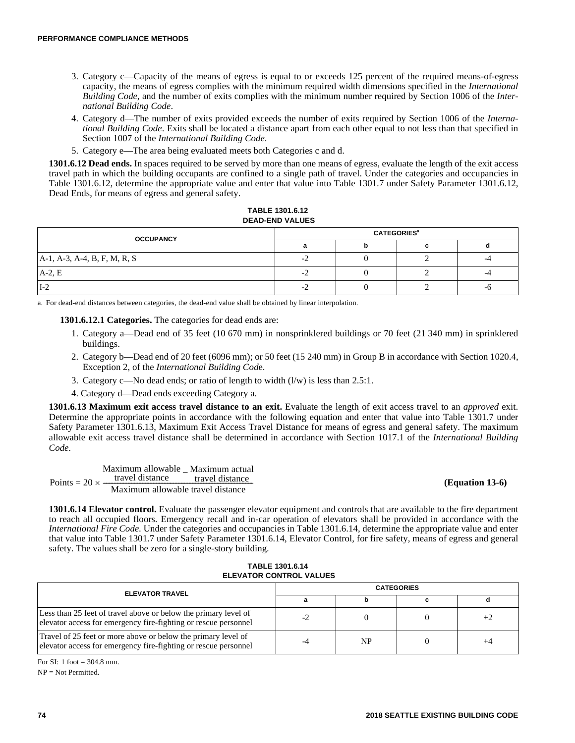3. Category c—Capacity of the means of egress is equal to or exceeds 125 percent of the required means-of-egress capacity, the means of egress complies with the minimum required width dimensions specified in the *International Building Code*, and the number of exits complies with the minimum number required by Section 1006 of the *International Building Code*.
4. Category d—The number of exits provided exceeds the number of exits required by Section 1006 of the *International Building Code*. Exits shall be located a distance apart from each other equal to not less than that specified in Section 1007 of the *International Building Code*.
5. Category e—The area being evaluated meets both Categories c and d.

**1301.6.12 Dead ends.** In spaces required to be served by more than one means of egress, evaluate the length of the exit access travel path in which the building occupants are confined to a single path of travel. Under the categories and occupancies in Table 1301.6.12, determine the appropriate value and enter that value into Table 1301.7 under Safety Parameter 1301.6.12, Dead Ends, for means of egress and general safety.

**TABLE 1301.6.12**
**DEAD-END VALUES**

| OCCUPANCY | CATEGORIES[a] | | | |
|---|---|---|---|---|
| | a | b | c | d |
| A-1, A-3, A-4, B, F, M, R, S | -2 | 0 | 2 | -4 |
| A-2, E | -2 | 0 | 2 | -4 |
| I-2 | -2 | 0 | 2 | -6 |

a. For dead-end distances between categories, the dead-end value shall be obtained by linear interpolation.

**1301.6.12.1 Categories.** The categories for dead ends are:

1. Category a—Dead end of 35 feet (10 670 mm) in nonsprinklered buildings or 70 feet (21 340 mm) in sprinklered buildings.
2. Category b—Dead end of 20 feet (6096 mm); or 50 feet (15 240 mm) in Group B in accordance with Section 1020.4, Exception 2, of the *International Building Code*.
3. Category c—No dead ends; or ratio of length to width (l/w) is less than 2.5:1.
4. Category d—Dead ends exceeding Category a.

**1301.6.13 Maximum exit access travel distance to an exit.** Evaluate the length of exit access travel to an *approved* exit. Determine the appropriate points in accordance with the following equation and enter that value into Table 1301.7 under Safety Parameter 1301.6.13, Maximum Exit Access Travel Distance for means of egress and general safety. The maximum allowable exit access travel distance shall be determined in accordance with Section 1017.1 of the *International Building Code*.

$$\text{Points} = 20 \times \frac{\text{Maximum allowable travel distance} - \text{Maximum actual travel distance}}{\text{Maximum allowable travel distance}} \quad \textbf{(Equation 13-6)}$$

**1301.6.14 Elevator control.** Evaluate the passenger elevator equipment and controls that are available to the fire department to reach all occupied floors. Emergency recall and in-car operation of elevators shall be provided in accordance with the *International Fire Code*. Under the categories and occupancies in Table 1301.6.14, determine the appropriate value and enter that value into Table 1301.7 under Safety Parameter 1301.6.14, Elevator Control, for fire safety, means of egress and general safety. The values shall be zero for a single-story building.

**TABLE 1301.6.14**
**ELEVATOR CONTROL VALUES**

| ELEVATOR TRAVEL | CATEGORIES | | | |
|---|---|---|---|---|
| | a | b | c | d |
| Less than 25 feet of travel above or below the primary level of elevator access for emergency fire-fighting or rescue personnel | -2 | 0 | 0 | +2 |
| Travel of 25 feet or more above or below the primary level of elevator access for emergency fire-fighting or rescue personnel | -4 | NP | 0 | +4 |

For SI: 1 foot = 304.8 mm.

NP = Not Permitted.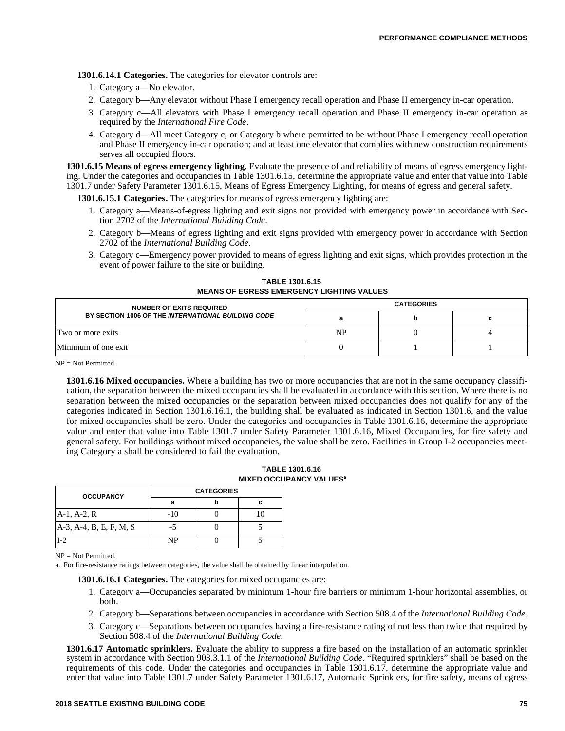**1301.6.14.1 Categories.** The categories for elevator controls are:

1. Category a—No elevator.
2. Category b—Any elevator without Phase I emergency recall operation and Phase II emergency in-car operation.
3. Category c—All elevators with Phase I emergency recall operation and Phase II emergency in-car operation as required by the *International Fire Code*.
4. Category d—All meet Category c; or Category b where permitted to be without Phase I emergency recall operation and Phase II emergency in-car operation; and at least one elevator that complies with new construction requirements serves all occupied floors.

**1301.6.15 Means of egress emergency lighting.** Evaluate the presence of and reliability of means of egress emergency lighting. Under the categories and occupancies in Table 1301.6.15, determine the appropriate value and enter that value into Table 1301.7 under Safety Parameter 1301.6.15, Means of Egress Emergency Lighting, for means of egress and general safety.

**1301.6.15.1 Categories.** The categories for means of egress emergency lighting are:

1. Category a—Means-of-egress lighting and exit signs not provided with emergency power in accordance with Section 2702 of the *International Building Code*.
2. Category b—Means of egress lighting and exit signs provided with emergency power in accordance with Section 2702 of the *International Building Code*.
3. Category c—Emergency power provided to means of egress lighting and exit signs, which provides protection in the event of power failure to the site or building.

**TABLE 1301.6.15**
**MEANS OF EGRESS EMERGENCY LIGHTING VALUES**

| NUMBER OF EXITS REQUIRED BY SECTION 1006 OF THE *INTERNATIONAL BUILDING CODE* | CATEGORIES | | |
|---|---|---|---|
| | a | b | c |
| Two or more exits | NP | 0 | 4 |
| Minimum of one exit | 0 | 1 | 1 |

NP = Not Permitted.

**1301.6.16 Mixed occupancies.** Where a building has two or more occupancies that are not in the same occupancy classification, the separation between the mixed occupancies shall be evaluated in accordance with this section. Where there is no separation between the mixed occupancies or the separation between mixed occupancies does not qualify for any of the categories indicated in Section 1301.6.16.1, the building shall be evaluated as indicated in Section 1301.6, and the value for mixed occupancies shall be zero. Under the categories and occupancies in Table 1301.6.16, determine the appropriate value and enter that value into Table 1301.7 under Safety Parameter 1301.6.16, Mixed Occupancies, for fire safety and general safety. For buildings without mixed occupancies, the value shall be zero. Facilities in Group I-2 occupancies meeting Category a shall be considered to fail the evaluation.

**TABLE 1301.6.16**
**MIXED OCCUPANCY VALUES[a]**

| OCCUPANCY | CATEGORIES | | |
|---|---|---|---|
| | a | b | c |
| A-1, A-2, R | -10 | 0 | 10 |
| A-3, A-4, B, E, F, M, S | -5 | 0 | 5 |
| I-2 | NP | 0 | 5 |

NP = Not Permitted.

a. For fire-resistance ratings between categories, the value shall be obtained by linear interpolation.

**1301.6.16.1 Categories.** The categories for mixed occupancies are:

1. Category a—Occupancies separated by minimum 1-hour fire barriers or minimum 1-hour horizontal assemblies, or both.
2. Category b—Separations between occupancies in accordance with Section 508.4 of the *International Building Code*.
3. Category c—Separations between occupancies having a fire-resistance rating of not less than twice that required by Section 508.4 of the *International Building Code*.

**1301.6.17 Automatic sprinklers.** Evaluate the ability to suppress a fire based on the installation of an automatic sprinkler system in accordance with Section 903.3.1.1 of the *International Building Code*. "Required sprinklers" shall be based on the requirements of this code. Under the categories and occupancies in Table 1301.6.17, determine the appropriate value and enter that value into Table 1301.7 under Safety Parameter 1301.6.17, Automatic Sprinklers, for fire safety, means of egress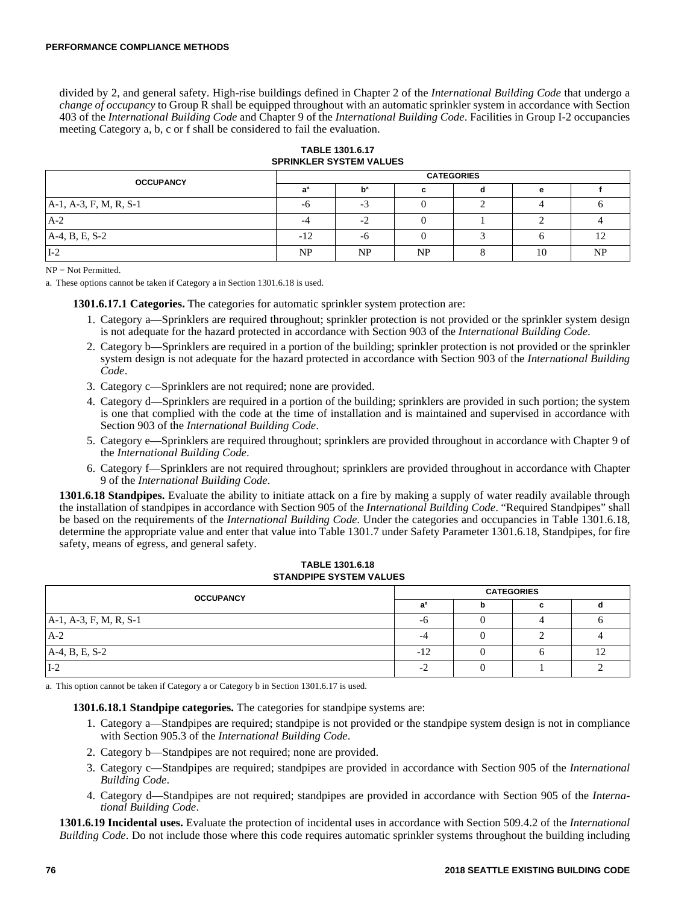divided by 2, and general safety. High-rise buildings defined in Chapter 2 of the *International Building Code* that undergo a *change of occupancy* to Group R shall be equipped throughout with an automatic sprinkler system in accordance with Section 403 of the *International Building Code* and Chapter 9 of the *International Building Code*. Facilities in Group I-2 occupancies meeting Category a, b, c or f shall be considered to fail the evaluation.

**TABLE 1301.6.17**
**SPRINKLER SYSTEM VALUES**

| OCCUPANCY | CATEGORIES | | | | | |
|---|---|---|---|---|---|---|
| | a[a] | b[a] | c | d | e | f |
| A-1, A-3, F, M, R, S-1 | -6 | -3 | 0 | 2 | 4 | 6 |
| A-2 | -4 | -2 | 0 | 1 | 2 | 4 |
| A-4, B, E, S-2 | -12 | -6 | 0 | 3 | 6 | 12 |
| I-2 | NP | NP | NP | 8 | 10 | NP |

NP = Not Permitted.

a. These options cannot be taken if Category a in Section 1301.6.18 is used.

**1301.6.17.1 Categories.** The categories for automatic sprinkler system protection are:

1. Category a—Sprinklers are required throughout; sprinkler protection is not provided or the sprinkler system design is not adequate for the hazard protected in accordance with Section 903 of the *International Building Code*.
2. Category b—Sprinklers are required in a portion of the building; sprinkler protection is not provided or the sprinkler system design is not adequate for the hazard protected in accordance with Section 903 of the *International Building Code*.
3. Category c—Sprinklers are not required; none are provided.
4. Category d—Sprinklers are required in a portion of the building; sprinklers are provided in such portion; the system is one that complied with the code at the time of installation and is maintained and supervised in accordance with Section 903 of the *International Building Code*.
5. Category e—Sprinklers are required throughout; sprinklers are provided throughout in accordance with Chapter 9 of the *International Building Code*.
6. Category f—Sprinklers are not required throughout; sprinklers are provided throughout in accordance with Chapter 9 of the *International Building Code*.

**1301.6.18 Standpipes.** Evaluate the ability to initiate attack on a fire by making a supply of water readily available through the installation of standpipes in accordance with Section 905 of the *International Building Code*. "Required Standpipes" shall be based on the requirements of the *International Building Code.* Under the categories and occupancies in Table 1301.6.18, determine the appropriate value and enter that value into Table 1301.7 under Safety Parameter 1301.6.18, Standpipes, for fire safety, means of egress, and general safety.

**TABLE 1301.6.18**
**STANDPIPE SYSTEM VALUES**

| OCCUPANCY | CATEGORIES | | | |
|---|---|---|---|---|
| | a[a] | b | c | d |
| A-1, A-3, F, M, R, S-1 | -6 | 0 | 4 | 6 |
| A-2 | -4 | 0 | 2 | 4 |
| A-4, B, E, S-2 | -12 | 0 | 6 | 12 |
| I-2 | -2 | 0 | 1 | 2 |

a. This option cannot be taken if Category a or Category b in Section 1301.6.17 is used.

**1301.6.18.1 Standpipe categories.** The categories for standpipe systems are:

1. Category a—Standpipes are required; standpipe is not provided or the standpipe system design is not in compliance with Section 905.3 of the *International Building Code*.
2. Category b—Standpipes are not required; none are provided.
3. Category c—Standpipes are required; standpipes are provided in accordance with Section 905 of the *International Building Code*.
4. Category d—Standpipes are not required; standpipes are provided in accordance with Section 905 of the *International Building Code*.

**1301.6.19 Incidental uses.** Evaluate the protection of incidental uses in accordance with Section 509.4.2 of the *International Building Code*. Do not include those where this code requires automatic sprinkler systems throughout the building including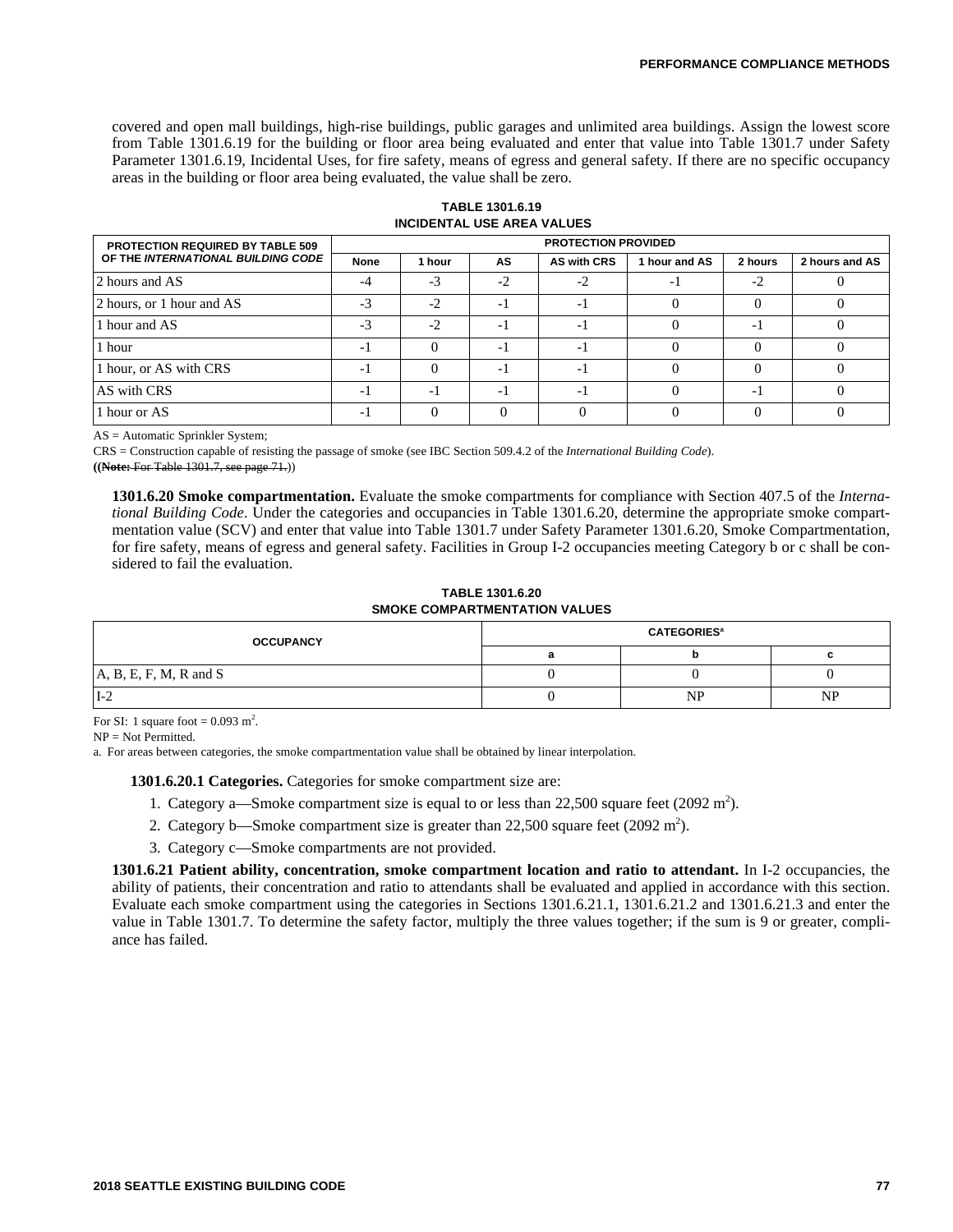covered and open mall buildings, high-rise buildings, public garages and unlimited area buildings. Assign the lowest score from Table 1301.6.19 for the building or floor area being evaluated and enter that value into Table 1301.7 under Safety Parameter 1301.6.19, Incidental Uses, for fire safety, means of egress and general safety. If there are no specific occupancy areas in the building or floor area being evaluated, the value shall be zero.

**TABLE 1301.6.19**
**INCIDENTAL USE AREA VALUES**

| PROTECTION REQUIRED BY TABLE 509 OF THE *INTERNATIONAL BUILDING CODE* | PROTECTION PROVIDED | | | | | | |
|---|---|---|---|---|---|---|---|
| | None | 1 hour | AS | AS with CRS | 1 hour and AS | 2 hours | 2 hours and AS |
| 2 hours and AS | -4 | -3 | -2 | -2 | -1 | -2 | 0 |
| 2 hours, or 1 hour and AS | -3 | -2 | -1 | -1 | 0 | 0 | 0 |
| 1 hour and AS | -3 | -2 | -1 | -1 | 0 | -1 | 0 |
| 1 hour | -1 | 0 | -1 | -1 | 0 | 0 | 0 |
| 1 hour, or AS with CRS | -1 | 0 | -1 | -1 | 0 | 0 | 0 |
| AS with CRS | -1 | -1 | -1 | -1 | 0 | -1 | 0 |
| 1 hour or AS | -1 | 0 | 0 | 0 | 0 | 0 | 0 |

AS = Automatic Sprinkler System;

CRS = Construction capable of resisting the passage of smoke (see IBC Section 509.4.2 of the *International Building Code*).

((~~**Note:** For Table 1301.7, see page 71.~~))

**1301.6.20 Smoke compartmentation.** Evaluate the smoke compartments for compliance with Section 407.5 of the *International Building Code*. Under the categories and occupancies in Table 1301.6.20, determine the appropriate smoke compartmentation value (SCV) and enter that value into Table 1301.7 under Safety Parameter 1301.6.20, Smoke Compartmentation, for fire safety, means of egress and general safety. Facilities in Group I-2 occupancies meeting Category b or c shall be considered to fail the evaluation.

**TABLE 1301.6.20**
**SMOKE COMPARTMENTATION VALUES**

| OCCUPANCY | CATEGORIES[a] | | |
|---|---|---|---|
| | a | b | c |
| A, B, E, F, M, R and S | 0 | 0 | 0 |
| I-2 | 0 | NP | NP |

For SI: 1 square foot = 0.093 $m^2$.

NP = Not Permitted.

a. For areas between categories, the smoke compartmentation value shall be obtained by linear interpolation.

**1301.6.20.1 Categories.** Categories for smoke compartment size are:

1. Category a—Smoke compartment size is equal to or less than 22,500 square feet (2092 $m^2$).
2. Category b—Smoke compartment size is greater than 22,500 square feet (2092 $m^2$).
3. Category c—Smoke compartments are not provided.

**1301.6.21 Patient ability, concentration, smoke compartment location and ratio to attendant.** In I-2 occupancies, the ability of patients, their concentration and ratio to attendants shall be evaluated and applied in accordance with this section. Evaluate each smoke compartment using the categories in Sections 1301.6.21.1, 1301.6.21.2 and 1301.6.21.3 and enter the value in Table 1301.7. To determine the safety factor, multiply the three values together; if the sum is 9 or greater, compliance has failed.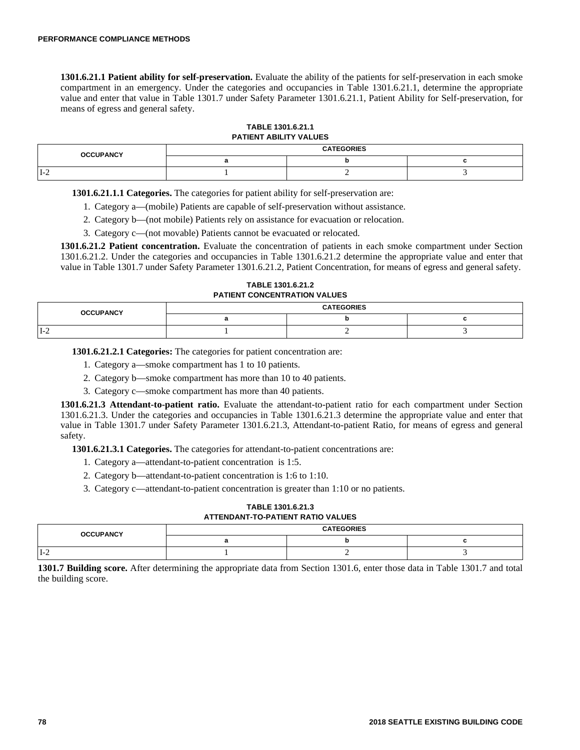**1301.6.21.1 Patient ability for self-preservation.** Evaluate the ability of the patients for self-preservation in each smoke compartment in an emergency. Under the categories and occupancies in Table 1301.6.21.1, determine the appropriate value and enter that value in Table 1301.7 under Safety Parameter 1301.6.21.1, Patient Ability for Self-preservation, for means of egress and general safety.

**TABLE 1301.6.21.1**
**PATIENT ABILITY VALUES**

| OCCUPANCY | CATEGORIES | | |
|---|---|---|---|
| | a | b | c |
| I-2 | 1 | 2 | 3 |

**1301.6.21.1.1 Categories.** The categories for patient ability for self-preservation are:

1. Category a—(mobile) Patients are capable of self-preservation without assistance.
2. Category b—(not mobile) Patients rely on assistance for evacuation or relocation.
3. Category c—(not movable) Patients cannot be evacuated or relocated.

**1301.6.21.2 Patient concentration.** Evaluate the concentration of patients in each smoke compartment under Section 1301.6.21.2. Under the categories and occupancies in Table 1301.6.21.2 determine the appropriate value and enter that value in Table 1301.7 under Safety Parameter 1301.6.21.2, Patient Concentration, for means of egress and general safety.

**TABLE 1301.6.21.2**
**PATIENT CONCENTRATION VALUES**

| OCCUPANCY | CATEGORIES | | |
|---|---|---|---|
| | a | b | c |
| I-2 | 1 | 2 | 3 |

**1301.6.21.2.1 Categories:** The categories for patient concentration are:

1. Category a—smoke compartment has 1 to 10 patients.
2. Category b—smoke compartment has more than 10 to 40 patients.
3. Category c—smoke compartment has more than 40 patients.

**1301.6.21.3 Attendant-to-patient ratio.** Evaluate the attendant-to-patient ratio for each compartment under Section 1301.6.21.3. Under the categories and occupancies in Table 1301.6.21.3 determine the appropriate value and enter that value in Table 1301.7 under Safety Parameter 1301.6.21.3, Attendant-to-patient Ratio, for means of egress and general safety.

**1301.6.21.3.1 Categories.** The categories for attendant-to-patient concentrations are:

1. Category a—attendant-to-patient concentration is 1:5.
2. Category b—attendant-to-patient concentration is 1:6 to 1:10.
3. Category c—attendant-to-patient concentration is greater than 1:10 or no patients.

**TABLE 1301.6.21.3**
**ATTENDANT-TO-PATIENT RATIO VALUES**

| OCCUPANCY | CATEGORIES | | |
|---|---|---|---|
| | a | b | c |
| I-2 | 1 | 2 | 3 |

**1301.7 Building score.** After determining the appropriate data from Section 1301.6, enter those data in Table 1301.7 and total the building score.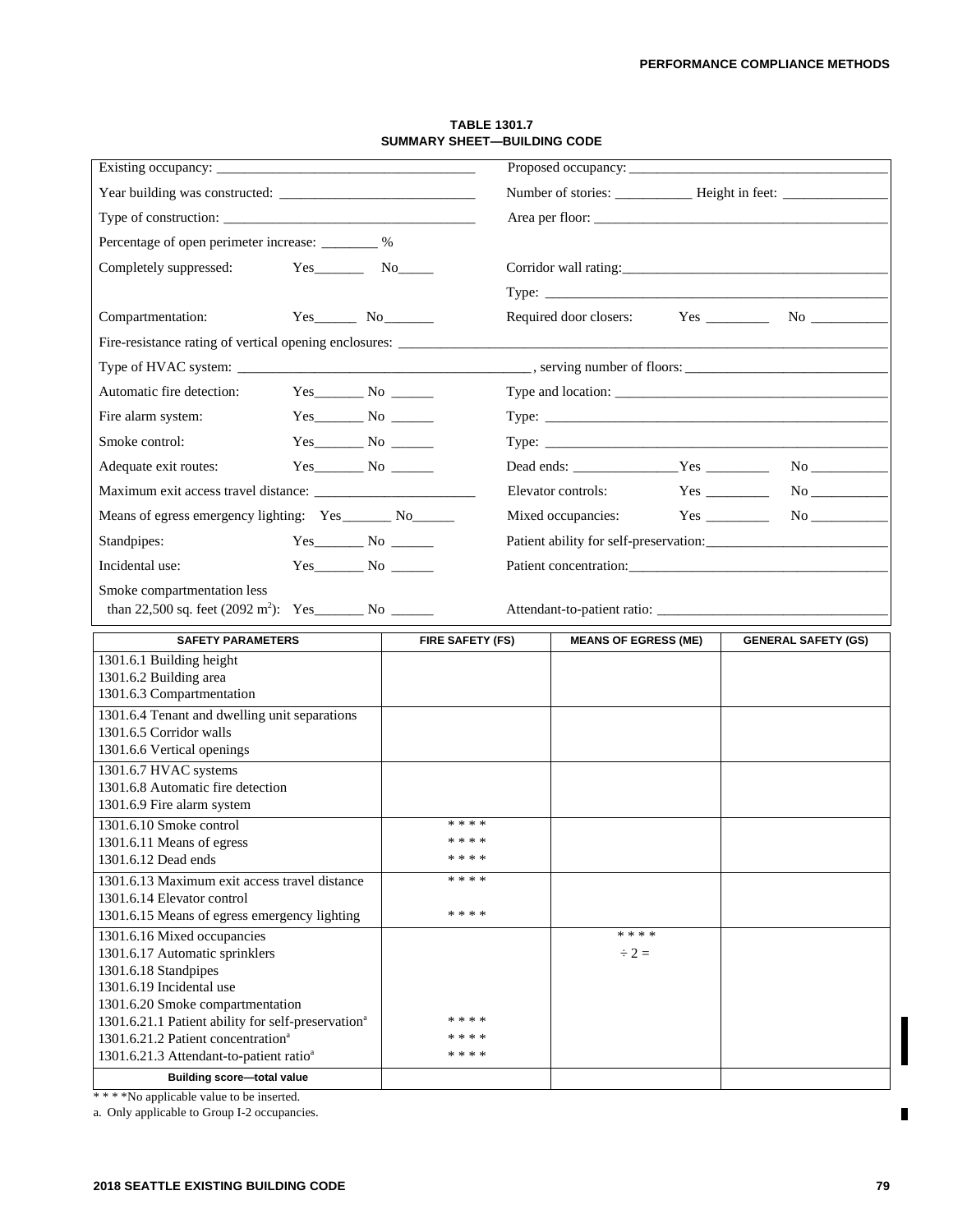**TABLE 1301.7**
**SUMMARY SHEET—BUILDING CODE**

| | |
|---|---|
| Existing occupancy: ___________________________________ | Proposed occupancy: ___________________________________ |
| Year building was constructed: ___________________________ | Number of stories: __________ Height in feet: ______________ |
| Type of construction: __________________________________ | Area per floor: ________________________________________ |
| Percentage of open perimeter increase: ________ % | |
| Completely suppressed: Yes_______ No_____ | Corridor wall rating:___________________________________ |
| | Type: ________________________________________________ |
| Compartmentation: Yes______ No_______ | Required door closers: Yes _________ No __________ |
| Fire-resistance rating of vertical opening enclosures: _______________________________________________ | |
| Type of HVAC system: _________________________________________, serving number of floors: ____________________________ | |
| Automatic fire detection: Yes_______ No ______ | Type and location: _____________________________________ |
| Fire alarm system: Yes_______ No ______ | Type: ________________________________________________ |
| Smoke control: Yes_______ No ______ | Type: ________________________________________________ |
| Adequate exit routes: Yes_______ No ______ | Dead ends: _______________Yes _________ No __________ |
| Maximum exit access travel distance: ______________________ | Elevator controls: Yes _________ No __________ |
| Means of egress emergency lighting: Yes_______ No______ | Mixed occupancies: Yes _________ No __________ |
| Standpipes: Yes_______ No ______ | Patient ability for self-preservation:_________________________ |
| Incidental use: Yes_______ No ______ | Patient concentration:__________________________________ |
| Smoke compartmentation less than 22,500 sq. feet (2092 $m^2$): Yes_______ No ______ | Attendant-to-patient ratio: _______________________________ |

| SAFETY PARAMETERS | FIRE SAFETY (FS) | MEANS OF EGRESS (ME) | GENERAL SAFETY (GS) |
|---|---|---|---|
| 1301.6.1 Building height<br>1301.6.2 Building area<br>1301.6.3 Compartmentation | | | |
| 1301.6.4 Tenant and dwelling unit separations<br>1301.6.5 Corridor walls<br>1301.6.6 Vertical openings | | | |
| 1301.6.7 HVAC systems<br>1301.6.8 Automatic fire detection<br>1301.6.9 Fire alarm system | | | |
| 1301.6.10 Smoke control<br>1301.6.11 Means of egress<br>1301.6.12 Dead ends | * * * *<br>* * * *<br>* * * * | | |
| 1301.6.13 Maximum exit access travel distance<br>1301.6.14 Elevator control<br>1301.6.15 Means of egress emergency lighting | * * * *<br><br>* * * * | | |
| 1301.6.16 Mixed occupancies<br>1301.6.17 Automatic sprinklers<br>1301.6.18 Standpipes<br>1301.6.19 Incidental use<br>1301.6.20 Smoke compartmentation<br>1301.6.21.1 Patient ability for self-preservation[a]<br>1301.6.21.2 Patient concentration[a]<br>1301.6.21.3 Attendant-to-patient ratio[a] | <br><br><br><br><br>* * * *<br>* * * *<br>* * * * | * * * *<br>÷ 2 = | |
| **Building score—total value** | | | |

* * * *No applicable value to be inserted.

a. Only applicable to Group I-2 occupancies.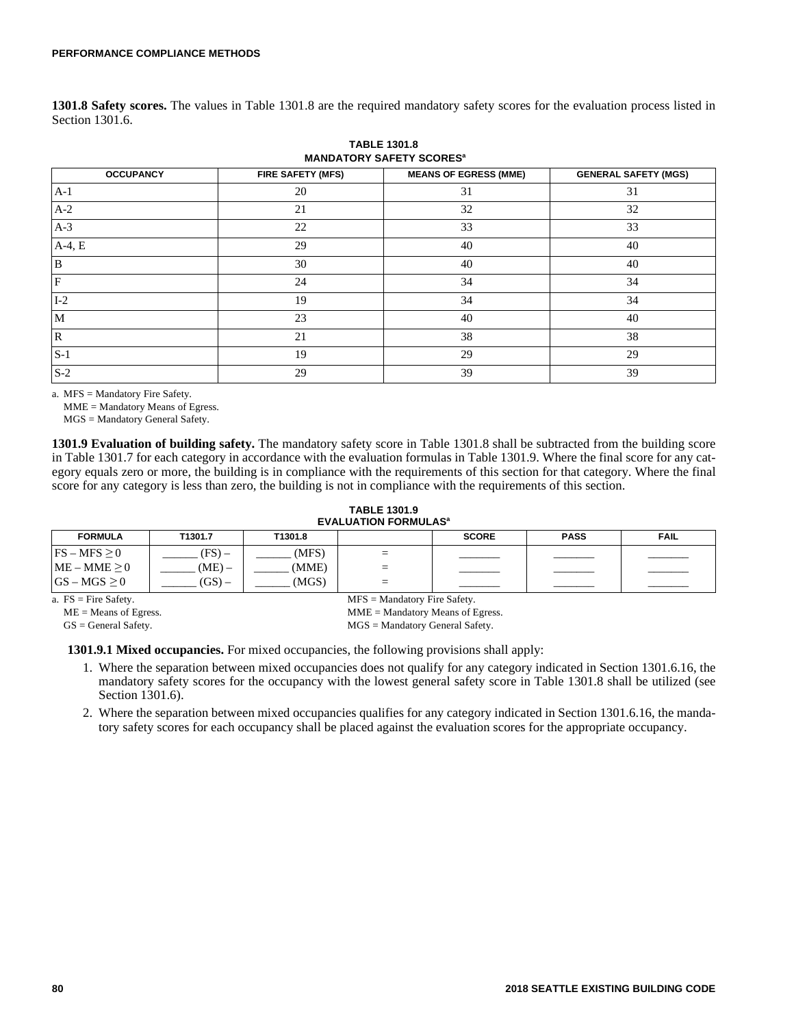**1301.8 Safety scores.** The values in Table 1301.8 are the required mandatory safety scores for the evaluation process listed in Section 1301.6.

**TABLE 1301.8**
**MANDATORY SAFETY SCORES[a]**

| OCCUPANCY | FIRE SAFETY (MFS) | MEANS OF EGRESS (MME) | GENERAL SAFETY (MGS) |
|---|---|---|---|
| A-1 | 20 | 31 | 31 |
| A-2 | 21 | 32 | 32 |
| A-3 | 22 | 33 | 33 |
| A-4, E | 29 | 40 | 40 |
| B | 30 | 40 | 40 |
| F | 24 | 34 | 34 |
| I-2 | 19 | 34 | 34 |
| M | 23 | 40 | 40 |
| R | 21 | 38 | 38 |
| S-1 | 19 | 29 | 29 |
| S-2 | 29 | 39 | 39 |

a. MFS = Mandatory Fire Safety.
MME = Mandatory Means of Egress.
MGS = Mandatory General Safety.

**1301.9 Evaluation of building safety.** The mandatory safety score in Table 1301.8 shall be subtracted from the building score in Table 1301.7 for each category in accordance with the evaluation formulas in Table 1301.9. Where the final score for any category equals zero or more, the building is in compliance with the requirements of this section for that category. Where the final score for any category is less than zero, the building is not in compliance with the requirements of this section.

**TABLE 1301.9**
**EVALUATION FORMULAS[a]**

| FORMULA | T1301.7 | T1301.8 | | SCORE | PASS | FAIL |
|---|---|---|---|---|---|---|
| $FS - MFS \geq 0$ | ______ (FS) – | ______ (MFS) | = | _______ | _______ | _______ |
| $ME - MME \geq 0$ | ______ (ME) – | ______ (MME) | = | _______ | _______ | _______ |
| $GS - MGS \geq 0$ | ______ (GS) – | ______ (MGS) | = | _______ | _______ | _______ |

a. FS = Fire Safety.
ME = Means of Egress.
GS = General Safety.
MFS = Mandatory Fire Safety.
MME = Mandatory Means of Egress.
MGS = Mandatory General Safety.

**1301.9.1 Mixed occupancies.** For mixed occupancies, the following provisions shall apply:

1. Where the separation between mixed occupancies does not qualify for any category indicated in Section 1301.6.16, the mandatory safety scores for the occupancy with the lowest general safety score in Table 1301.8 shall be utilized (see Section 1301.6).
2. Where the separation between mixed occupancies qualifies for any category indicated in Section 1301.6.16, the mandatory safety scores for each occupancy shall be placed against the evaluation scores for the appropriate occupancy.